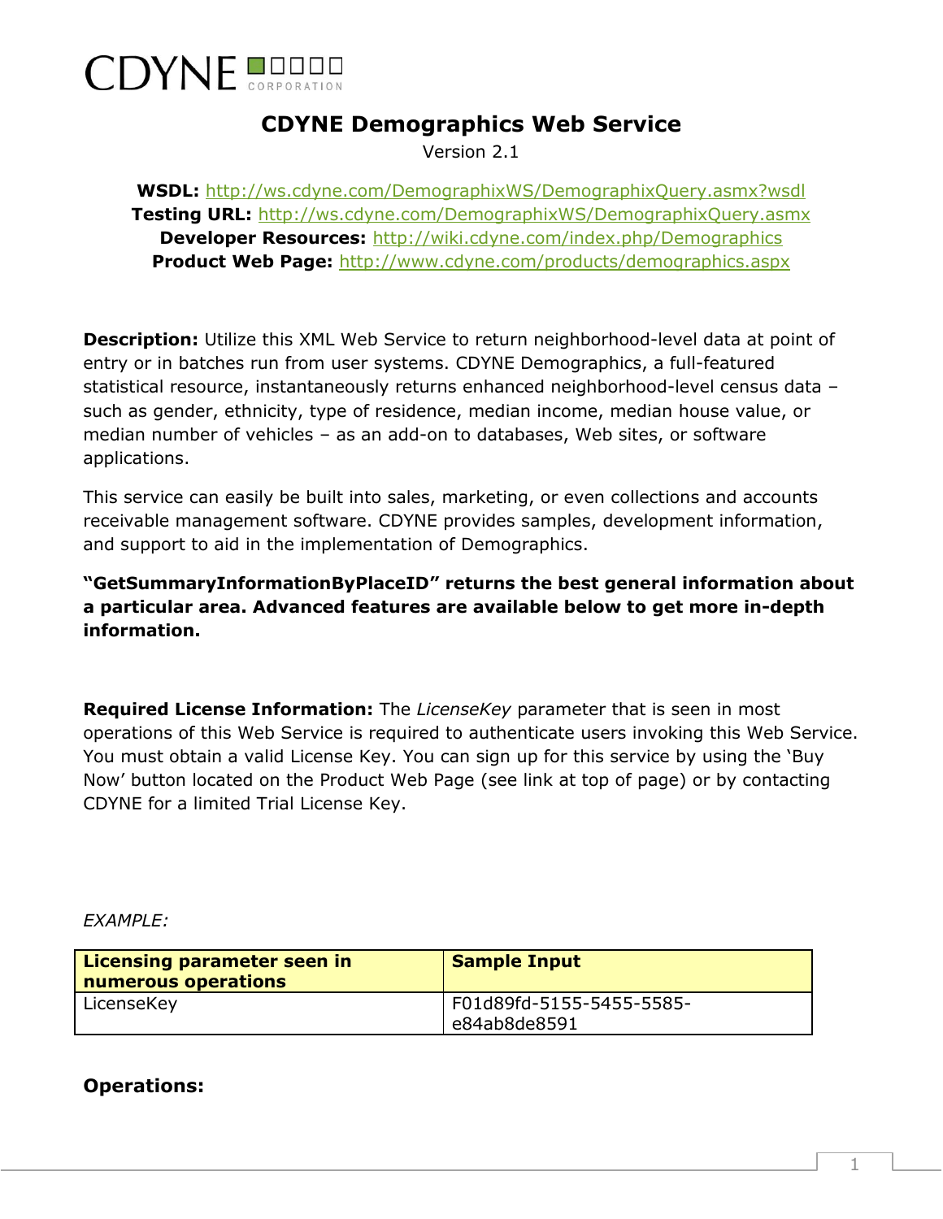CDYNE CORPORATION

# CDYNE Demographics Web Service

Version 2.1

**WSDL:** http://ws.cdyne.com/DemographixWS/DemographixQuery.asmx?wsdl
**Testing URL:** http://ws.cdyne.com/DemographixWS/DemographixQuery.asmx
**Developer Resources:** http://wiki.cdyne.com/index.php/Demographics
**Product Web Page:** http://www.cdyne.com/products/demographics.aspx

**Description:** Utilize this XML Web Service to return neighborhood-level data at point of entry or in batches run from user systems. CDYNE Demographics, a full-featured statistical resource, instantaneously returns enhanced neighborhood-level census data – such as gender, ethnicity, type of residence, median income, median house value, or median number of vehicles – as an add-on to databases, Web sites, or software applications.

This service can easily be built into sales, marketing, or even collections and accounts receivable management software. CDYNE provides samples, development information, and support to aid in the implementation of Demographics.

**"GetSummaryInformationByPlaceID" returns the best general information about a particular area. Advanced features are available below to get more in-depth information.**

**Required License Information:** The *LicenseKey* parameter that is seen in most operations of this Web Service is required to authenticate users invoking this Web Service. You must obtain a valid License Key. You can sign up for this service by using the 'Buy Now' button located on the Product Web Page (see link at top of page) or by contacting CDYNE for a limited Trial License Key.

*EXAMPLE:*

| Licensing parameter seen in numerous operations | Sample Input |
|---|---|
| LicenseKey | F01d89fd-5155-5455-5585-e84ab8de8591 |

**Operations:**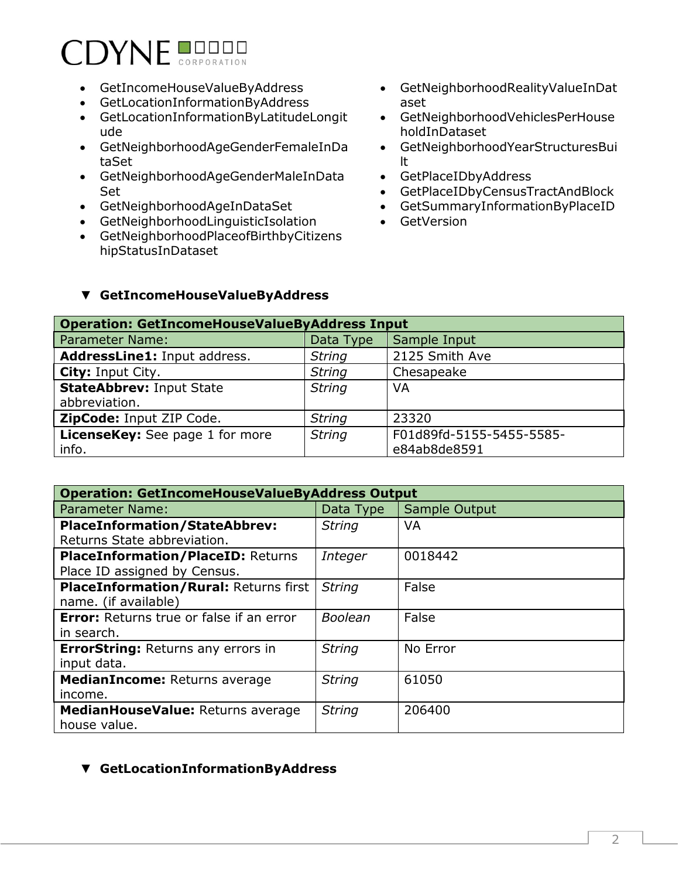- GetIncomeHouseValueByAddress
- GetLocationInformationByAddress
- GetLocationInformationByLatitudeLongitude
- GetNeighborhoodAgeGenderFemaleInDataSet
- GetNeighborhoodAgeGenderMaleInDataSet
- GetNeighborhoodAgeInDataSet
- GetNeighborhoodLinguisticIsolation
- GetNeighborhoodPlaceofBirthbyCitizenshipStatusInDataset
- GetNeighborhoodRealityValueInDataset
- GetNeighborhoodVehiclesPerHouseholdInDataset
- GetNeighborhoodYearStructuresBuilt
- GetPlaceIDbyAddress
- GetPlaceIDbyCensusTractAndBlock
- GetSummaryInformationByPlaceID
- GetVersion

### ▼ GetIncomeHouseValueByAddress

| **Operation: GetIncomeHouseValueByAddress Input** | | |
|---|---|---|
| Parameter Name: | Data Type | Sample Input |
| **AddressLine1:** Input address. | *String* | 2125 Smith Ave |
| **City:** Input City. | *String* | Chesapeake |
| **StateAbbrev:** Input State abbreviation. | *String* | VA |
| **ZipCode:** Input ZIP Code. | *String* | 23320 |
| **LicenseKey:** See page 1 for more info. | *String* | F01d89fd-5155-5455-5585-e84ab8de8591 |

| **Operation: GetIncomeHouseValueByAddress Output** | | |
|---|---|---|
| Parameter Name: | Data Type | Sample Output |
| **PlaceInformation/StateAbbrev:** Returns State abbreviation. | *String* | VA |
| **PlaceInformation/PlaceID:** Returns Place ID assigned by Census. | *Integer* | 0018442 |
| **PlaceInformation/Rural:** Returns first name. (if available) | *String* | False |
| **Error:** Returns true or false if an error in search. | *Boolean* | False |
| **ErrorString:** Returns any errors in input data. | *String* | No Error |
| **MedianIncome:** Returns average income. | *String* | 61050 |
| **MedianHouseValue:** Returns average house value. | *String* | 206400 |

### ▼ GetLocationInformationByAddress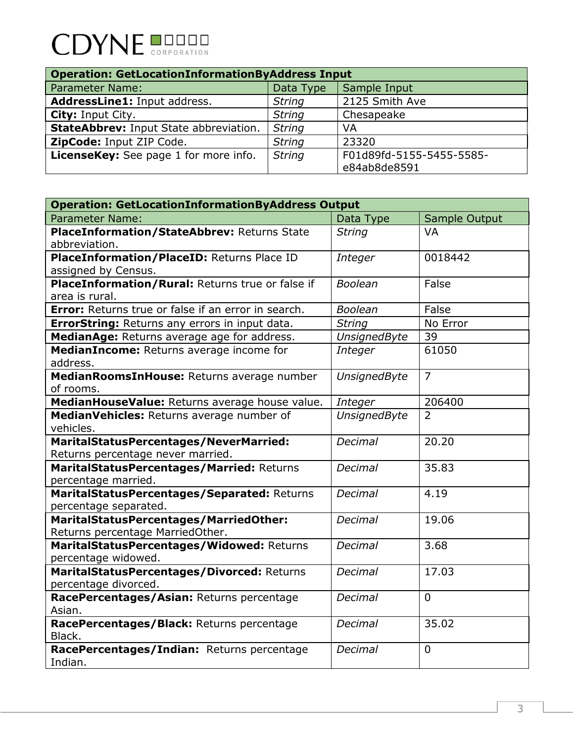| Operation: GetLocationInformationByAddress Input | | |
|---|---|---|
| Parameter Name: | Data Type | Sample Input |
| **AddressLine1:** Input address. | *String* | 2125 Smith Ave |
| **City:** Input City. | *String* | Chesapeake |
| **StateAbbrev:** Input State abbreviation. | *String* | VA |
| **ZipCode:** Input ZIP Code. | *String* | 23320 |
| **LicenseKey:** See page 1 for more info. | *String* | F01d89fd-5155-5455-5585-e84ab8de8591 |

| Operation: GetLocationInformationByAddress Output | | |
|---|---|---|
| Parameter Name: | Data Type | Sample Output |
| **PlaceInformation/StateAbbrev:** Returns State abbreviation. | *String* | VA |
| **PlaceInformation/PlaceID:** Returns Place ID assigned by Census. | *Integer* | 0018442 |
| **PlaceInformation/Rural:** Returns true or false if area is rural. | *Boolean* | False |
| **Error:** Returns true or false if an error in search. | *Boolean* | False |
| **ErrorString:** Returns any errors in input data. | *String* | No Error |
| **MedianAge:** Returns average age for address. | *UnsignedByte* | 39 |
| **MedianIncome:** Returns average income for address. | *Integer* | 61050 |
| **MedianRoomsInHouse:** Returns average number of rooms. | *UnsignedByte* | 7 |
| **MedianHouseValue:** Returns average house value. | *Integer* | 206400 |
| **MedianVehicles:** Returns average number of vehicles. | *UnsignedByte* | 2 |
| **MaritalStatusPercentages/NeverMarried:** Returns percentage never married. | *Decimal* | 20.20 |
| **MaritalStatusPercentages/Married:** Returns percentage married. | *Decimal* | 35.83 |
| **MaritalStatusPercentages/Separated:** Returns percentage separated. | *Decimal* | 4.19 |
| **MaritalStatusPercentages/MarriedOther:** Returns percentage MarriedOther. | *Decimal* | 19.06 |
| **MaritalStatusPercentages/Widowed:** Returns percentage widowed. | *Decimal* | 3.68 |
| **MaritalStatusPercentages/Divorced:** Returns percentage divorced. | *Decimal* | 17.03 |
| **RacePercentages/Asian:** Returns percentage Asian. | *Decimal* | 0 |
| **RacePercentages/Black:** Returns percentage Black. | *Decimal* | 35.02 |
| **RacePercentages/Indian:** Returns percentage Indian. | *Decimal* | 0 |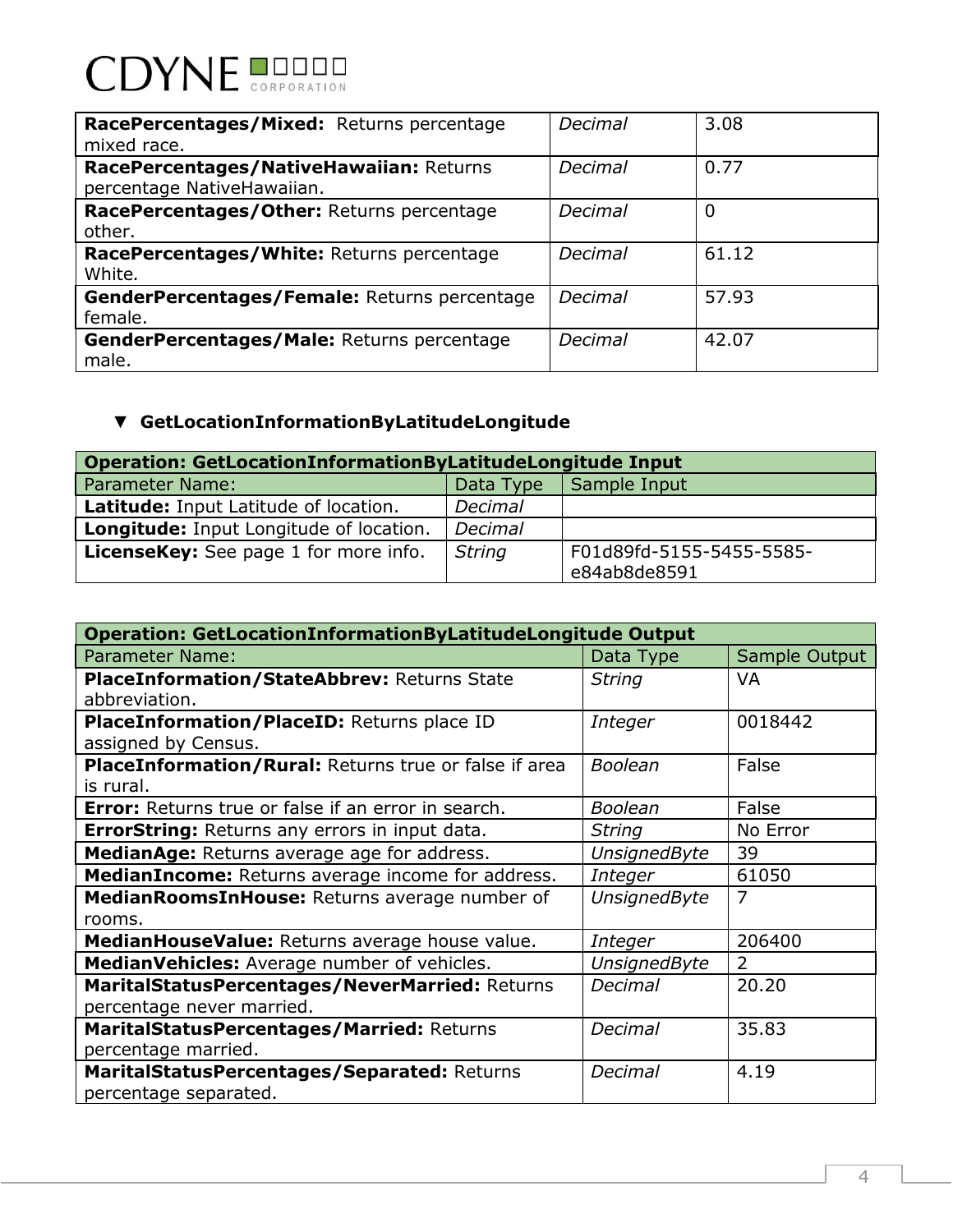| | | |
|---|---|---|
| **RacePercentages/Mixed:** Returns percentage mixed race. | *Decimal* | 3.08 |
| **RacePercentages/NativeHawaiian:** Returns percentage NativeHawaiian. | *Decimal* | 0.77 |
| **RacePercentages/Other:** Returns percentage other. | *Decimal* | 0 |
| **RacePercentages/White:** Returns percentage White*.* | *Decimal* | 61.12 |
| **GenderPercentages/Female:** Returns percentage female. | *Decimal* | 57.93 |
| **GenderPercentages/Male:** Returns percentage male. | *Decimal* | 42.07 |

### ▼ GetLocationInformationByLatitudeLongitude

| **Operation: GetLocationInformationByLatitudeLongitude Input** | | |
|---|---|---|
| Parameter Name: | Data Type | Sample Input |
| **Latitude:** Input Latitude of location. | *Decimal* | |
| **Longitude:** Input Longitude of location. | *Decimal* | |
| **LicenseKey:** See page 1 for more info. | *String* | F01d89fd-5155-5455-5585-e84ab8de8591 |

| **Operation: GetLocationInformationByLatitudeLongitude Output** | | |
|---|---|---|
| Parameter Name: | Data Type | Sample Output |
| **PlaceInformation/StateAbbrev:** Returns State abbreviation. | *String* | VA |
| **PlaceInformation/PlaceID:** Returns place ID assigned by Census. | *Integer* | 0018442 |
| **PlaceInformation/Rural:** Returns true or false if area is rural. | *Boolean* | False |
| **Error:** Returns true or false if an error in search. | *Boolean* | False |
| **ErrorString:** Returns any errors in input data. | *String* | No Error |
| **MedianAge:** Returns average age for address. | *UnsignedByte* | 39 |
| **MedianIncome:** Returns average income for address. | *Integer* | 61050 |
| **MedianRoomsInHouse:** Returns average number of rooms. | *UnsignedByte* | 7 |
| **MedianHouseValue:** Returns average house value. | *Integer* | 206400 |
| **MedianVehicles:** Average number of vehicles. | *UnsignedByte* | 2 |
| **MaritalStatusPercentages/NeverMarried:** Returns percentage never married. | *Decimal* | 20.20 |
| **MaritalStatusPercentages/Married:** Returns percentage married. | *Decimal* | 35.83 |
| **MaritalStatusPercentages/Separated:** Returns percentage separated. | *Decimal* | 4.19 |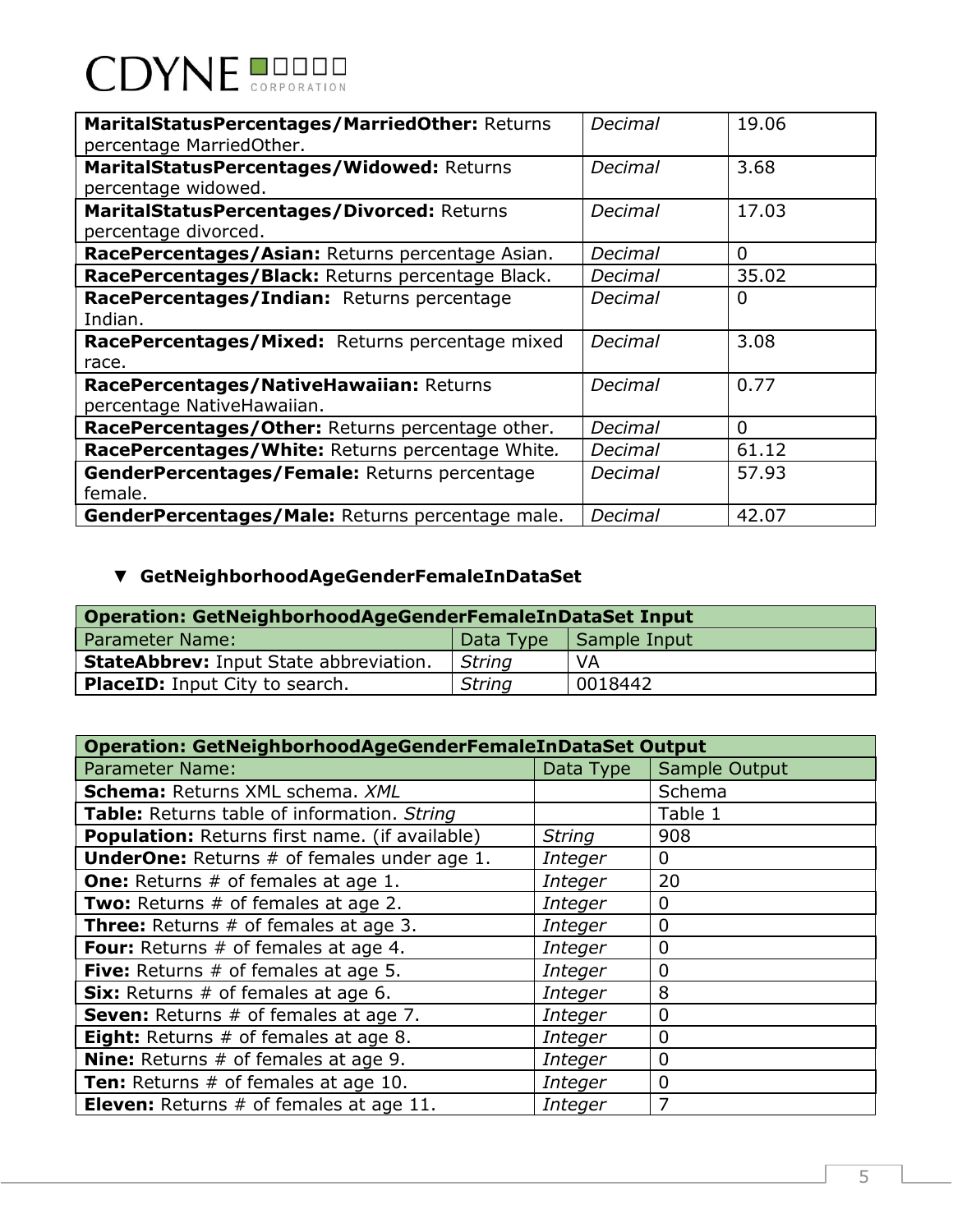| | | |
|---|---|---|
| **MaritalStatusPercentages/MarriedOther:** Returns percentage MarriedOther. | *Decimal* | 19.06 |
| **MaritalStatusPercentages/Widowed:** Returns percentage widowed. | *Decimal* | 3.68 |
| **MaritalStatusPercentages/Divorced:** Returns percentage divorced. | *Decimal* | 17.03 |
| **RacePercentages/Asian:** Returns percentage Asian. | *Decimal* | 0 |
| **RacePercentages/Black:** Returns percentage Black. | *Decimal* | 35.02 |
| **RacePercentages/Indian:** Returns percentage Indian. | *Decimal* | 0 |
| **RacePercentages/Mixed:** Returns percentage mixed race. | *Decimal* | 3.08 |
| **RacePercentages/NativeHawaiian:** Returns percentage NativeHawaiian. | *Decimal* | 0.77 |
| **RacePercentages/Other:** Returns percentage other. | *Decimal* | 0 |
| **RacePercentages/White:** Returns percentage White. | *Decimal* | 61.12 |
| **GenderPercentages/Female:** Returns percentage female. | *Decimal* | 57.93 |
| **GenderPercentages/Male:** Returns percentage male. | *Decimal* | 42.07 |

- **GetNeighborhoodAgeGenderFemaleInDataSet**

| **Operation: GetNeighborhoodAgeGenderFemaleInDataSet Input** | | |
|---|---|---|
| Parameter Name: | Data Type | Sample Input |
| **StateAbbrev:** Input State abbreviation. | *String* | VA |
| **PlaceID:** Input City to search. | *String* | 0018442 |

| **Operation: GetNeighborhoodAgeGenderFemaleInDataSet Output** | | |
|---|---|---|
| Parameter Name: | Data Type | Sample Output |
| **Schema:** Returns XML schema. *XML* | | Schema |
| **Table:** Returns table of information. *String* | | Table 1 |
| **Population:** Returns first name. (if available) | *String* | 908 |
| **UnderOne:** Returns # of females under age 1. | *Integer* | 0 |
| **One:** Returns # of females at age 1. | *Integer* | 20 |
| **Two:** Returns # of females at age 2. | *Integer* | 0 |
| **Three:** Returns # of females at age 3. | *Integer* | 0 |
| **Four:** Returns # of females at age 4. | *Integer* | 0 |
| **Five:** Returns # of females at age 5. | *Integer* | 0 |
| **Six:** Returns # of females at age 6. | *Integer* | 8 |
| **Seven:** Returns # of females at age 7. | *Integer* | 0 |
| **Eight:** Returns # of females at age 8. | *Integer* | 0 |
| **Nine:** Returns # of females at age 9. | *Integer* | 0 |
| **Ten:** Returns # of females at age 10. | *Integer* | 0 |
| **Eleven:** Returns # of females at age 11. | *Integer* | 7 |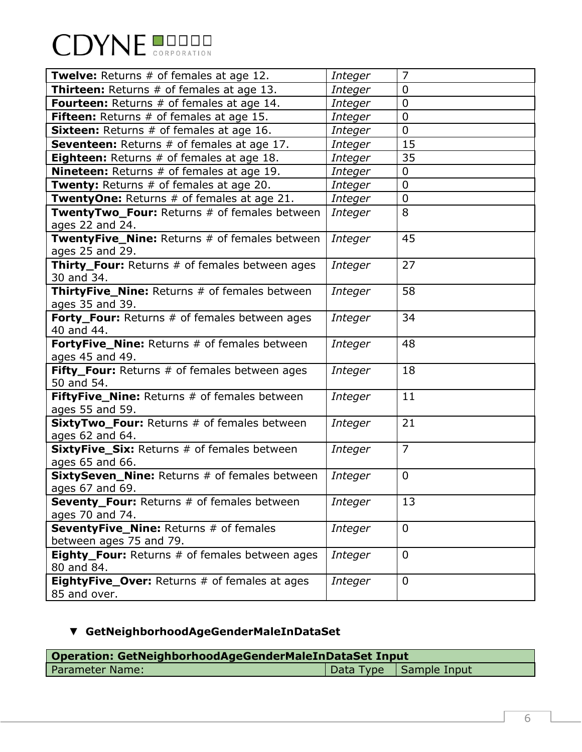| | | |
|---|---|---|
| **Twelve:** Returns # of females at age 12. | *Integer* | 7 |
| **Thirteen:** Returns # of females at age 13. | *Integer* | 0 |
| **Fourteen:** Returns # of females at age 14. | *Integer* | 0 |
| **Fifteen:** Returns # of females at age 15. | *Integer* | 0 |
| **Sixteen:** Returns # of females at age 16. | *Integer* | 0 |
| **Seventeen:** Returns # of females at age 17. | *Integer* | 15 |
| **Eighteen:** Returns # of females at age 18. | *Integer* | 35 |
| **Nineteen:** Returns # of females at age 19. | *Integer* | 0 |
| **Twenty:** Returns # of females at age 20. | *Integer* | 0 |
| **TwentyOne:** Returns # of females at age 21. | *Integer* | 0 |
| **TwentyTwo_Four:** Returns # of females between ages 22 and 24. | *Integer* | 8 |
| **TwentyFive_Nine:** Returns # of females between ages 25 and 29. | *Integer* | 45 |
| **Thirty_Four:** Returns # of females between ages 30 and 34. | *Integer* | 27 |
| **ThirtyFive_Nine:** Returns # of females between ages 35 and 39. | *Integer* | 58 |
| **Forty_Four:** Returns # of females between ages 40 and 44. | *Integer* | 34 |
| **FortyFive_Nine:** Returns # of females between ages 45 and 49. | *Integer* | 48 |
| **Fifty_Four:** Returns # of females between ages 50 and 54. | *Integer* | 18 |
| **FiftyFive_Nine:** Returns # of females between ages 55 and 59. | *Integer* | 11 |
| **SixtyTwo_Four:** Returns # of females between ages 62 and 64. | *Integer* | 21 |
| **SixtyFive_Six:** Returns # of females between ages 65 and 66. | *Integer* | 7 |
| **SixtySeven_Nine:** Returns # of females between ages 67 and 69. | *Integer* | 0 |
| **Seventy_Four:** Returns # of females between ages 70 and 74. | *Integer* | 13 |
| **SeventyFive_Nine:** Returns # of females between ages 75 and 79. | *Integer* | 0 |
| **Eighty_Four:** Returns # of females between ages 80 and 84. | *Integer* | 0 |
| **EightyFive_Over:** Returns # of females at ages 85 and over. | *Integer* | 0 |

### ▼ GetNeighborhoodAgeGenderMaleInDataSet

| **Operation: GetNeighborhoodAgeGenderMaleInDataSet Input** | | |
|---|---|---|
| Parameter Name: | Data Type | Sample Input |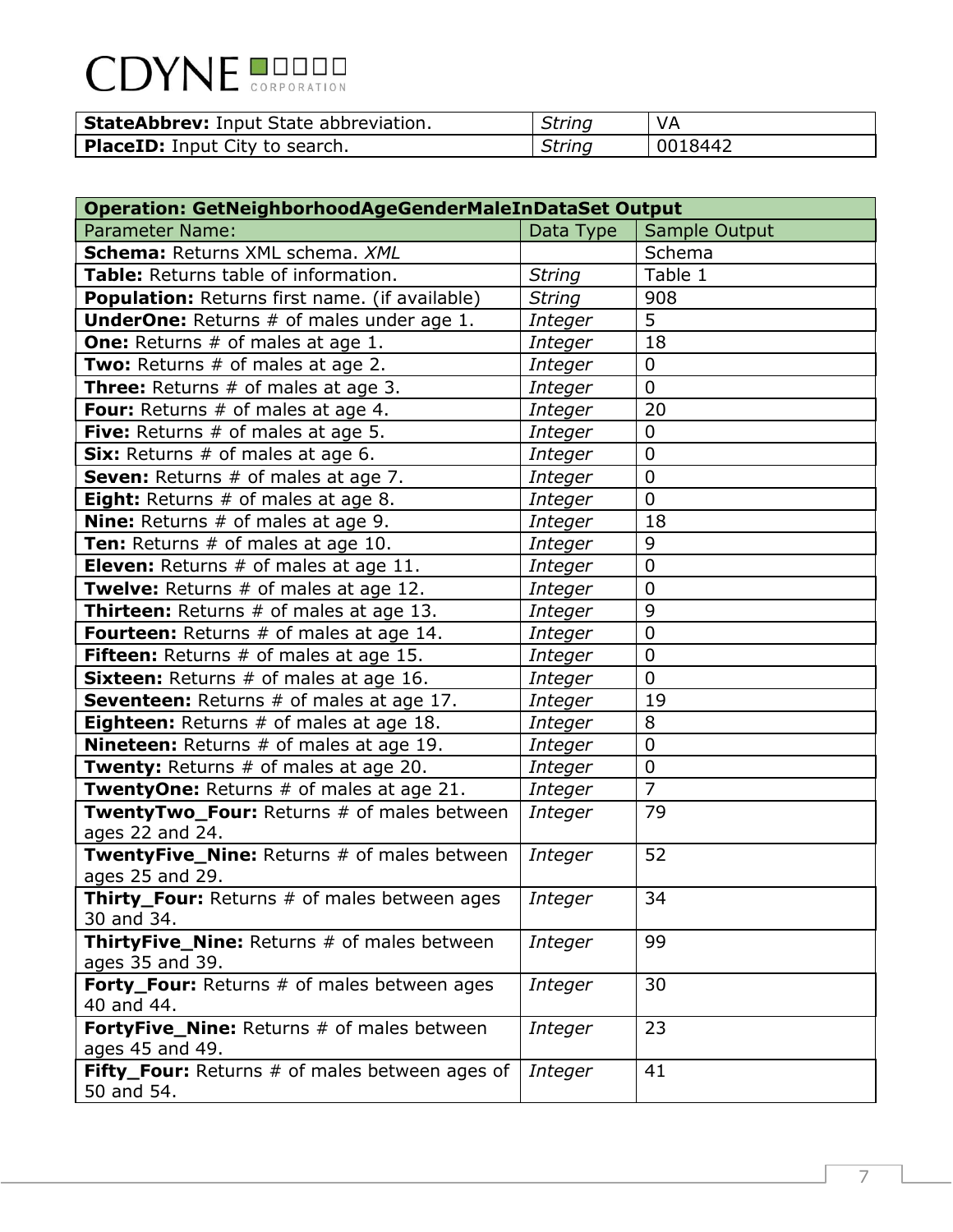| | | |
|---|---|---|
| **StateAbbrev:** Input State abbreviation. | *String* | VA |
| **PlaceID:** Input City to search. | *String* | 0018442 |

| **Operation: GetNeighborhoodAgeGenderMaleInDataSet Output** | | |
|---|---|---|
| Parameter Name: | Data Type | Sample Output |
| **Schema:** Returns XML schema. *XML* | | Schema |
| **Table:** Returns table of information. | *String* | Table 1 |
| **Population:** Returns first name. (if available) | *String* | 908 |
| **UnderOne:** Returns # of males under age 1. | *Integer* | 5 |
| **One:** Returns # of males at age 1. | *Integer* | 18 |
| **Two:** Returns # of males at age 2. | *Integer* | 0 |
| **Three:** Returns # of males at age 3. | *Integer* | 0 |
| **Four:** Returns # of males at age 4. | *Integer* | 20 |
| **Five:** Returns # of males at age 5. | *Integer* | 0 |
| **Six:** Returns # of males at age 6. | *Integer* | 0 |
| **Seven:** Returns # of males at age 7. | *Integer* | 0 |
| **Eight:** Returns # of males at age 8. | *Integer* | 0 |
| **Nine:** Returns # of males at age 9. | *Integer* | 18 |
| **Ten:** Returns # of males at age 10. | *Integer* | 9 |
| **Eleven:** Returns # of males at age 11. | *Integer* | 0 |
| **Twelve:** Returns # of males at age 12. | *Integer* | 0 |
| **Thirteen:** Returns # of males at age 13. | *Integer* | 9 |
| **Fourteen:** Returns # of males at age 14. | *Integer* | 0 |
| **Fifteen:** Returns # of males at age 15. | *Integer* | 0 |
| **Sixteen:** Returns # of males at age 16. | *Integer* | 0 |
| **Seventeen:** Returns # of males at age 17. | *Integer* | 19 |
| **Eighteen:** Returns # of males at age 18. | *Integer* | 8 |
| **Nineteen:** Returns # of males at age 19. | *Integer* | 0 |
| **Twenty:** Returns # of males at age 20. | *Integer* | 0 |
| **TwentyOne:** Returns # of males at age 21. | *Integer* | 7 |
| **TwentyTwo_Four:** Returns # of males between ages 22 and 24. | *Integer* | 79 |
| **TwentyFive_Nine:** Returns # of males between ages 25 and 29. | *Integer* | 52 |
| **Thirty_Four:** Returns # of males between ages 30 and 34. | *Integer* | 34 |
| **ThirtyFive_Nine:** Returns # of males between ages 35 and 39. | *Integer* | 99 |
| **Forty_Four:** Returns # of males between ages 40 and 44. | *Integer* | 30 |
| **FortyFive_Nine:** Returns # of males between ages 45 and 49. | *Integer* | 23 |
| **Fifty_Four:** Returns # of males between ages of 50 and 54. | *Integer* | 41 |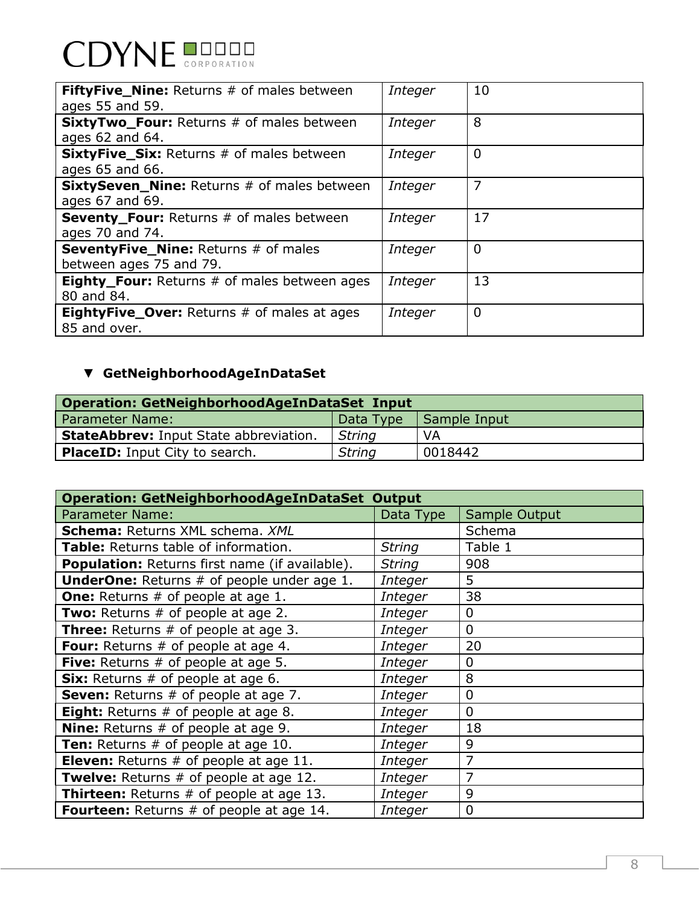| | | |
|---|---|---|
| **FiftyFive_Nine:** Returns # of males between ages 55 and 59. | *Integer* | 10 |
| **SixtyTwo_Four:** Returns # of males between ages 62 and 64. | *Integer* | 8 |
| **SixtyFive_Six:** Returns # of males between ages 65 and 66. | *Integer* | 0 |
| **SixtySeven_Nine:** Returns # of males between ages 67 and 69. | *Integer* | 7 |
| **Seventy_Four:** Returns # of males between ages 70 and 74. | *Integer* | 17 |
| **SeventyFive_Nine:** Returns # of males between ages 75 and 79. | *Integer* | 0 |
| **Eighty_Four:** Returns # of males between ages 80 and 84. | *Integer* | 13 |
| **EightyFive_Over:** Returns # of males at ages 85 and over. | *Integer* | 0 |

- **GetNeighborhoodAgeInDataSet**

| **Operation: GetNeighborhoodAgeInDataSet Input** | | |
|---|---|---|
| Parameter Name: | Data Type | Sample Input |
| **StateAbbrev:** Input State abbreviation. | *String* | VA |
| **PlaceID:** Input City to search. | *String* | 0018442 |

| **Operation: GetNeighborhoodAgeInDataSet Output** | | |
|---|---|---|
| Parameter Name: | Data Type | Sample Output |
| **Schema:** Returns XML schema. *XML* | | Schema |
| **Table:** Returns table of information. | *String* | Table 1 |
| **Population:** Returns first name (if available). | *String* | 908 |
| **UnderOne:** Returns # of people under age 1. | *Integer* | 5 |
| **One:** Returns # of people at age 1. | *Integer* | 38 |
| **Two:** Returns # of people at age 2. | *Integer* | 0 |
| **Three:** Returns # of people at age 3. | *Integer* | 0 |
| **Four:** Returns # of people at age 4. | *Integer* | 20 |
| **Five:** Returns # of people at age 5. | *Integer* | 0 |
| **Six:** Returns # of people at age 6. | *Integer* | 8 |
| **Seven:** Returns # of people at age 7. | *Integer* | 0 |
| **Eight:** Returns # of people at age 8. | *Integer* | 0 |
| **Nine:** Returns # of people at age 9. | *Integer* | 18 |
| **Ten:** Returns # of people at age 10. | *Integer* | 9 |
| **Eleven:** Returns # of people at age 11. | *Integer* | 7 |
| **Twelve:** Returns # of people at age 12. | *Integer* | 7 |
| **Thirteen:** Returns # of people at age 13. | *Integer* | 9 |
| **Fourteen:** Returns # of people at age 14. | *Integer* | 0 |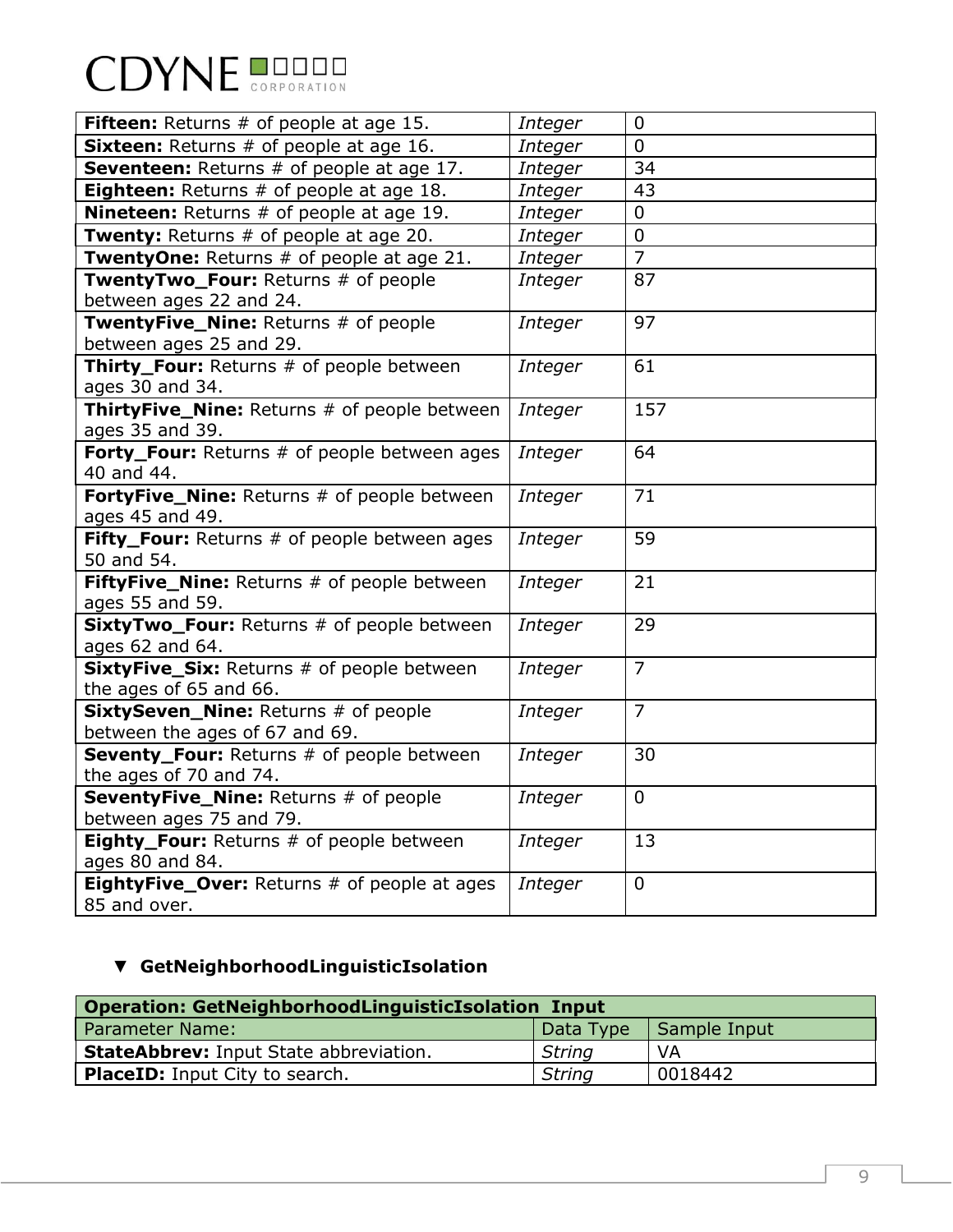| | | |
|---|---|---|
| **Fifteen:** Returns # of people at age 15. | *Integer* | 0 |
| **Sixteen:** Returns # of people at age 16. | *Integer* | 0 |
| **Seventeen:** Returns # of people at age 17. | *Integer* | 34 |
| **Eighteen:** Returns # of people at age 18. | *Integer* | 43 |
| **Nineteen:** Returns # of people at age 19. | *Integer* | 0 |
| **Twenty:** Returns # of people at age 20. | *Integer* | 0 |
| **TwentyOne:** Returns # of people at age 21. | *Integer* | 7 |
| **TwentyTwo_Four:** Returns # of people between ages 22 and 24. | *Integer* | 87 |
| **TwentyFive_Nine:** Returns # of people between ages 25 and 29. | *Integer* | 97 |
| **Thirty_Four:** Returns # of people between ages 30 and 34. | *Integer* | 61 |
| **ThirtyFive_Nine:** Returns # of people between ages 35 and 39. | *Integer* | 157 |
| **Forty_Four:** Returns # of people between ages 40 and 44. | *Integer* | 64 |
| **FortyFive_Nine:** Returns # of people between ages 45 and 49. | *Integer* | 71 |
| **Fifty_Four:** Returns # of people between ages 50 and 54. | *Integer* | 59 |
| **FiftyFive_Nine:** Returns # of people between ages 55 and 59. | *Integer* | 21 |
| **SixtyTwo_Four:** Returns # of people between ages 62 and 64. | *Integer* | 29 |
| **SixtyFive_Six:** Returns # of people between the ages of 65 and 66. | *Integer* | 7 |
| **SixtySeven_Nine:** Returns # of people between the ages of 67 and 69. | *Integer* | 7 |
| **Seventy_Four:** Returns # of people between the ages of 70 and 74. | *Integer* | 30 |
| **SeventyFive_Nine:** Returns # of people between ages 75 and 79. | *Integer* | 0 |
| **Eighty_Four:** Returns # of people between ages 80 and 84. | *Integer* | 13 |
| **EightyFive_Over:** Returns # of people at ages 85 and over. | *Integer* | 0 |

### ▼ GetNeighborhoodLinguisticIsolation

| **Operation: GetNeighborhoodLinguisticIsolation Input** | | |
|---|---|---|
| Parameter Name: | Data Type | Sample Input |
| **StateAbbrev:** Input State abbreviation. | *String* | VA |
| **PlaceID:** Input City to search. | *String* | 0018442 |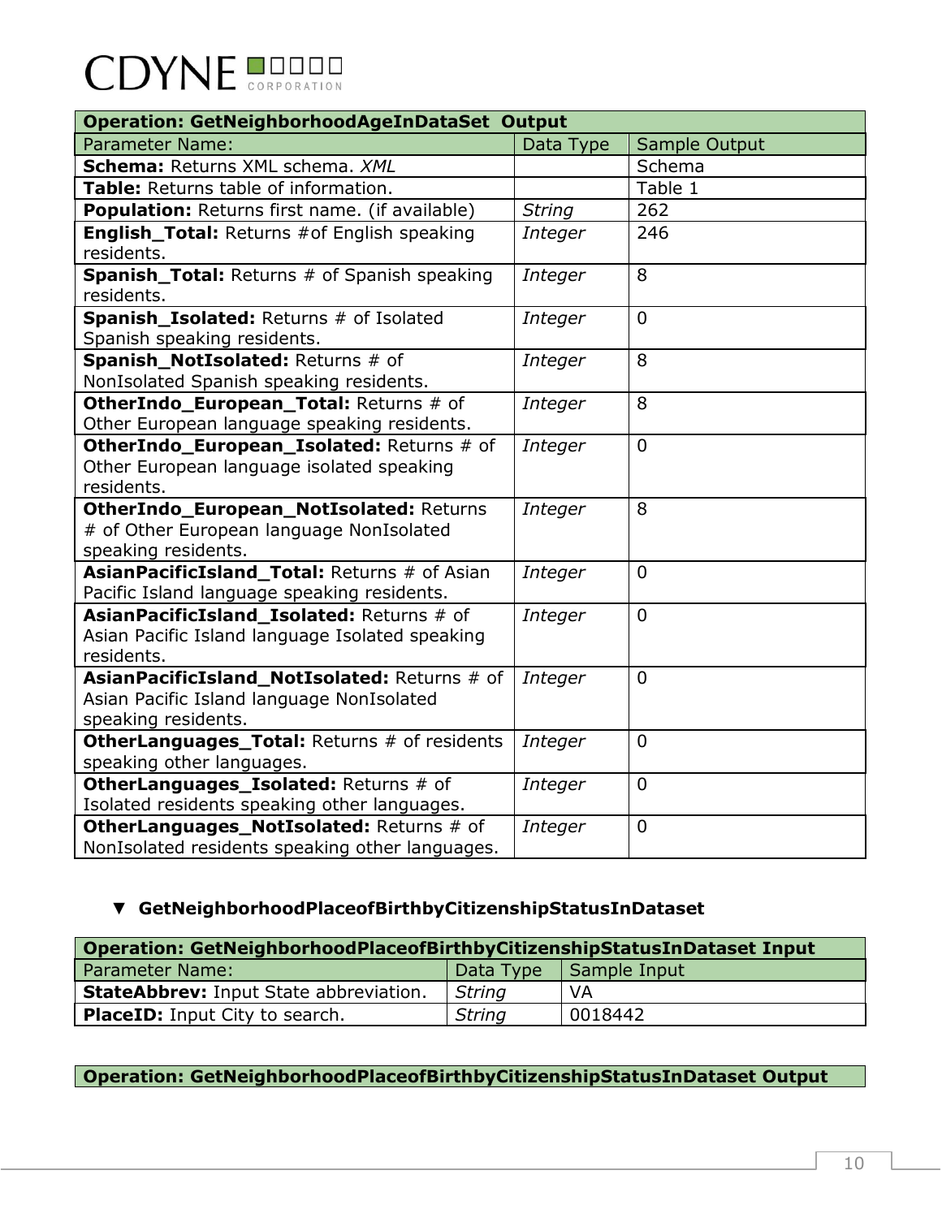| Operation: GetNeighborhoodAgeInDataSet Output | | |
|---|---|---|
| Parameter Name: | Data Type | Sample Output |
| **Schema:** Returns XML schema. *XML* | | Schema |
| **Table:** Returns table of information. | | Table 1 |
| **Population:** Returns first name. (if available) | *String* | 262 |
| **English_Total:** Returns #of English speaking residents. | *Integer* | 246 |
| **Spanish_Total:** Returns # of Spanish speaking residents. | *Integer* | 8 |
| **Spanish_Isolated:** Returns # of Isolated Spanish speaking residents. | *Integer* | 0 |
| **Spanish_NotIsolated:** Returns # of NonIsolated Spanish speaking residents. | *Integer* | 8 |
| **OtherIndo_European_Total:** Returns # of Other European language speaking residents. | *Integer* | 8 |
| **OtherIndo_European_Isolated:** Returns # of Other European language isolated speaking residents. | *Integer* | 0 |
| **OtherIndo_European_NotIsolated:** Returns # of Other European language NonIsolated speaking residents. | *Integer* | 8 |
| **AsianPacificIsland_Total:** Returns # of Asian Pacific Island language speaking residents. | *Integer* | 0 |
| **AsianPacificIsland_Isolated:** Returns # of Asian Pacific Island language Isolated speaking residents. | *Integer* | 0 |
| **AsianPacificIsland_NotIsolated:** Returns # of Asian Pacific Island language NonIsolated speaking residents. | *Integer* | 0 |
| **OtherLanguages_Total:** Returns # of residents speaking other languages. | *Integer* | 0 |
| **OtherLanguages_Isolated:** Returns # of Isolated residents speaking other languages. | *Integer* | 0 |
| **OtherLanguages_NotIsolated:** Returns # of NonIsolated residents speaking other languages. | *Integer* | 0 |

- **GetNeighborhoodPlaceofBirthbyCitizenshipStatusInDataset**

| Operation: GetNeighborhoodPlaceofBirthbyCitizenshipStatusInDataset Input | | |
|---|---|---|
| Parameter Name: | Data Type | Sample Input |
| **StateAbbrev:** Input State abbreviation. | *String* | VA |
| **PlaceID:** Input City to search. | *String* | 0018442 |

| Operation: GetNeighborhoodPlaceofBirthbyCitizenshipStatusInDataset Output |
|---|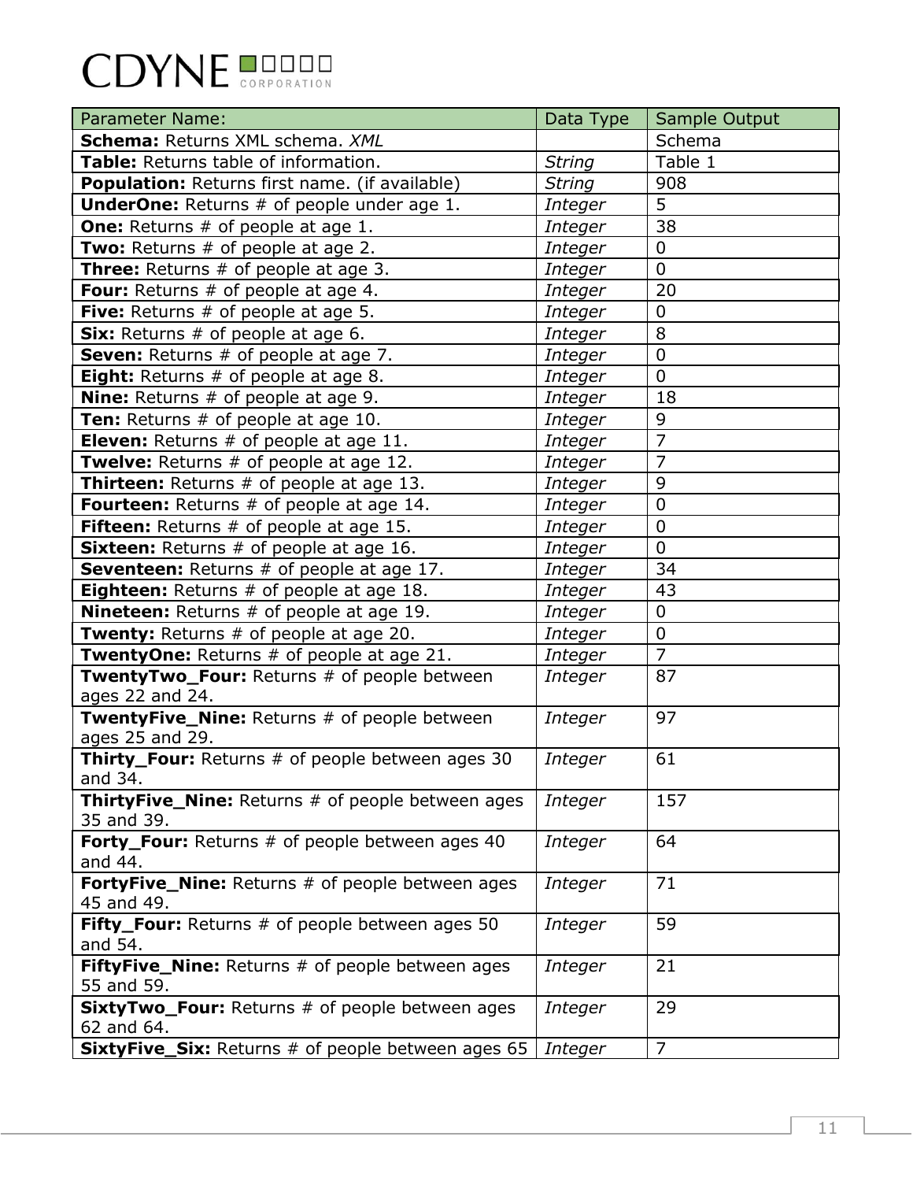| Parameter Name: | Data Type | Sample Output |
| --- | --- | --- |
| **Schema:** Returns XML schema. *XML* | | Schema |
| **Table:** Returns table of information. | *String* | Table 1 |
| **Population:** Returns first name. (if available) | *String* | 908 |
| **UnderOne:** Returns # of people under age 1. | *Integer* | 5 |
| **One:** Returns # of people at age 1. | *Integer* | 38 |
| **Two:** Returns # of people at age 2. | *Integer* | 0 |
| **Three:** Returns # of people at age 3. | *Integer* | 0 |
| **Four:** Returns # of people at age 4. | *Integer* | 20 |
| **Five:** Returns # of people at age 5. | *Integer* | 0 |
| **Six:** Returns # of people at age 6. | *Integer* | 8 |
| **Seven:** Returns # of people at age 7. | *Integer* | 0 |
| **Eight:** Returns # of people at age 8. | *Integer* | 0 |
| **Nine:** Returns # of people at age 9. | *Integer* | 18 |
| **Ten:** Returns # of people at age 10. | *Integer* | 9 |
| **Eleven:** Returns # of people at age 11. | *Integer* | 7 |
| **Twelve:** Returns # of people at age 12. | *Integer* | 7 |
| **Thirteen:** Returns # of people at age 13. | *Integer* | 9 |
| **Fourteen:** Returns # of people at age 14. | *Integer* | 0 |
| **Fifteen:** Returns # of people at age 15. | *Integer* | 0 |
| **Sixteen:** Returns # of people at age 16. | *Integer* | 0 |
| **Seventeen:** Returns # of people at age 17. | *Integer* | 34 |
| **Eighteen:** Returns # of people at age 18. | *Integer* | 43 |
| **Nineteen:** Returns # of people at age 19. | *Integer* | 0 |
| **Twenty:** Returns # of people at age 20. | *Integer* | 0 |
| **TwentyOne:** Returns # of people at age 21. | *Integer* | 7 |
| **TwentyTwo_Four:** Returns # of people between ages 22 and 24. | *Integer* | 87 |
| **TwentyFive_Nine:** Returns # of people between ages 25 and 29. | *Integer* | 97 |
| **Thirty_Four:** Returns # of people between ages 30 and 34. | *Integer* | 61 |
| **ThirtyFive_Nine:** Returns # of people between ages 35 and 39. | *Integer* | 157 |
| **Forty_Four:** Returns # of people between ages 40 and 44. | *Integer* | 64 |
| **FortyFive_Nine:** Returns # of people between ages 45 and 49. | *Integer* | 71 |
| **Fifty_Four:** Returns # of people between ages 50 and 54. | *Integer* | 59 |
| **FiftyFive_Nine:** Returns # of people between ages 55 and 59. | *Integer* | 21 |
| **SixtyTwo_Four:** Returns # of people between ages 62 and 64. | *Integer* | 29 |
| **SixtyFive_Six:** Returns # of people between ages 65 | *Integer* | 7 |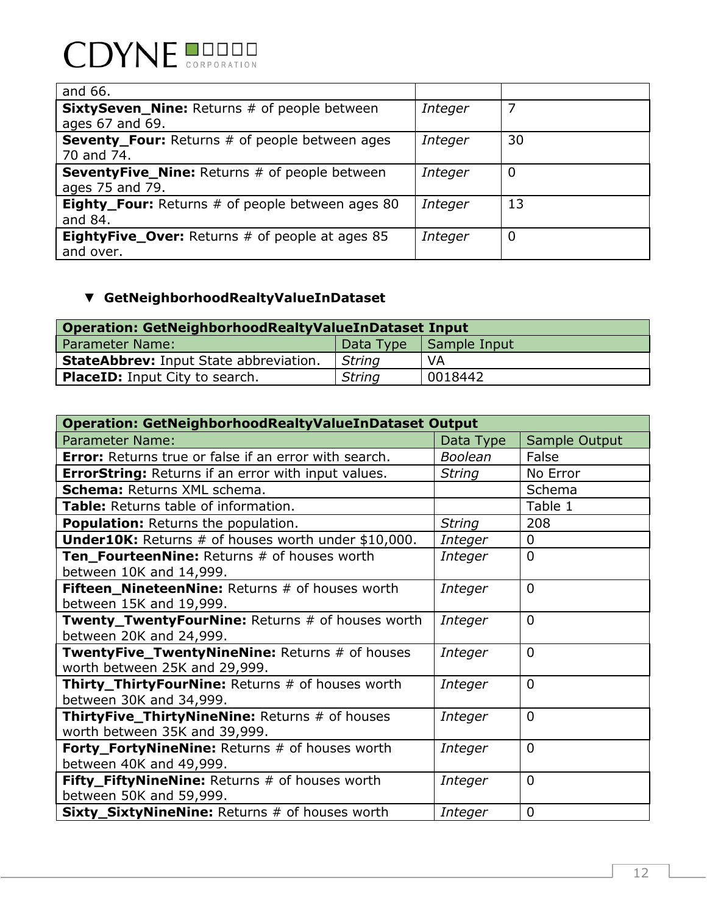| and 66. | | |
|---|---|---|
| **SixtySeven_Nine:** Returns # of people between ages 67 and 69. | *Integer* | 7 |
| **Seventy_Four:** Returns # of people between ages 70 and 74. | *Integer* | 30 |
| **SeventyFive_Nine:** Returns # of people between ages 75 and 79. | *Integer* | 0 |
| **Eighty_Four:** Returns # of people between ages 80 and 84. | *Integer* | 13 |
| **EightyFive_Over:** Returns # of people at ages 85 and over. | *Integer* | 0 |

### ▼ GetNeighborhoodRealtyValueInDataset

| **Operation: GetNeighborhoodRealtyValueInDataset Input** | | |
|---|---|---|
| Parameter Name: | Data Type | Sample Input |
| **StateAbbrev:** Input State abbreviation. | *String* | VA |
| **PlaceID:** Input City to search. | *String* | 0018442 |

| **Operation: GetNeighborhoodRealtyValueInDataset Output** | | |
|---|---|---|
| Parameter Name: | Data Type | Sample Output |
| **Error:** Returns true or false if an error with search. | *Boolean* | False |
| **ErrorString:** Returns if an error with input values. | *String* | No Error |
| **Schema:** Returns XML schema. | | Schema |
| **Table:** Returns table of information. | | Table 1 |
| **Population:** Returns the population. | *String* | 208 |
| **Under10K:** Returns # of houses worth under $10,000. | *Integer* | 0 |
| **Ten_FourteenNine:** Returns # of houses worth between 10K and 14,999. | *Integer* | 0 |
| **Fifteen_NineteenNine:** Returns # of houses worth between 15K and 19,999. | *Integer* | 0 |
| **Twenty_TwentyFourNine:** Returns # of houses worth between 20K and 24,999. | *Integer* | 0 |
| **TwentyFive_TwentyNineNine:** Returns # of houses worth between 25K and 29,999. | *Integer* | 0 |
| **Thirty_ThirtyFourNine:** Returns # of houses worth between 30K and 34,999. | *Integer* | 0 |
| **ThirtyFive_ThirtyNineNine:** Returns # of houses worth between 35K and 39,999. | *Integer* | 0 |
| **Forty_FortyNineNine:** Returns # of houses worth between 40K and 49,999. | *Integer* | 0 |
| **Fifty_FiftyNineNine:** Returns # of houses worth between 50K and 59,999. | *Integer* | 0 |
| **Sixty_SixtyNineNine:** Returns # of houses worth | *Integer* | 0 |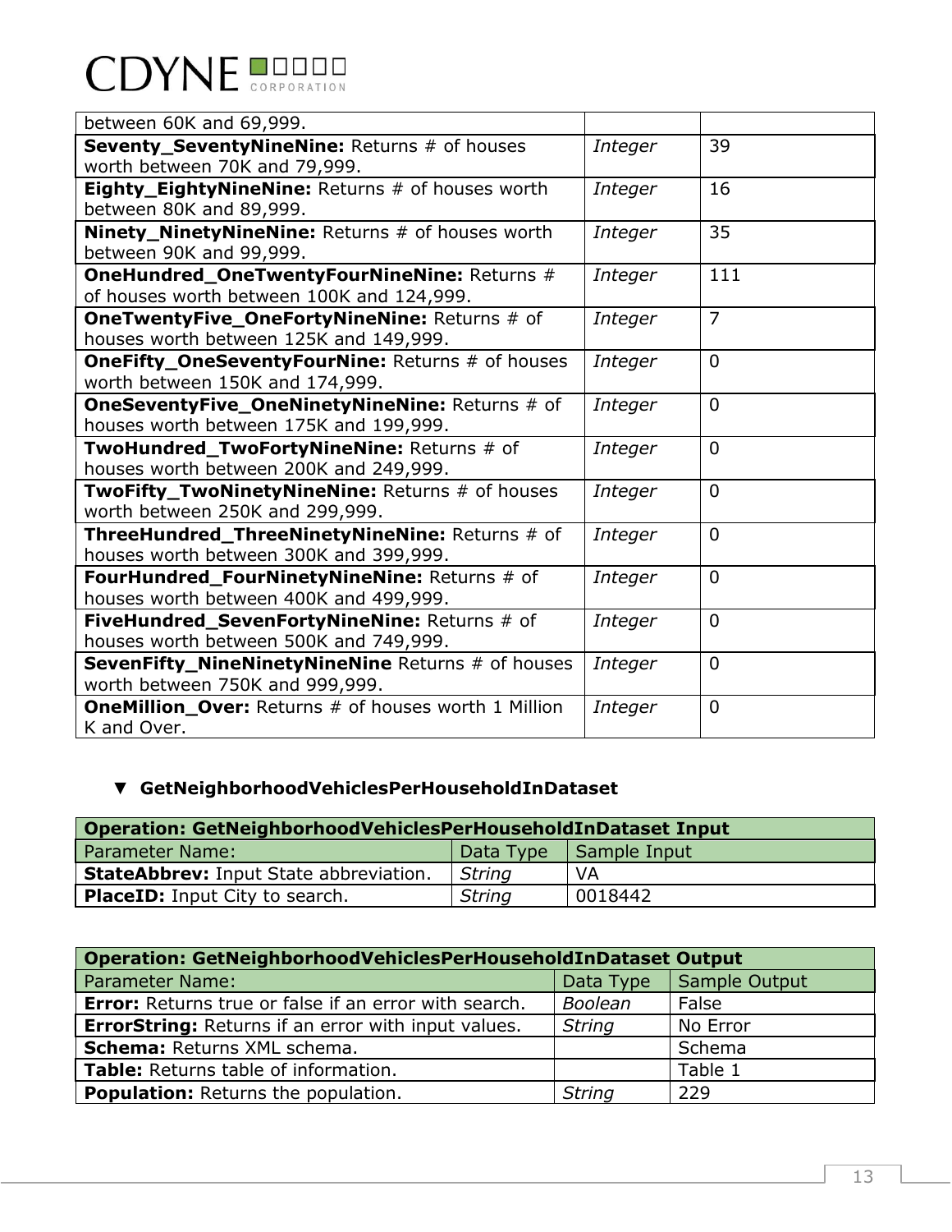| | | |
|---|---|---|
| between 60K and 69,999. | | |
| **Seventy_SeventyNineNine:** Returns # of houses worth between 70K and 79,999. | *Integer* | 39 |
| **Eighty_EightyNineNine:** Returns # of houses worth between 80K and 89,999. | *Integer* | 16 |
| **Ninety_NinetyNineNine:** Returns # of houses worth between 90K and 99,999. | *Integer* | 35 |
| **OneHundred_OneTwentyFourNineNine:** Returns # of houses worth between 100K and 124,999. | *Integer* | 111 |
| **OneTwentyFive_OneFortyNineNine:** Returns # of houses worth between 125K and 149,999. | *Integer* | 7 |
| **OneFifty_OneSeventyFourNine:** Returns # of houses worth between 150K and 174,999. | *Integer* | 0 |
| **OneSeventyFive_OneNinetyNineNine:** Returns # of houses worth between 175K and 199,999. | *Integer* | 0 |
| **TwoHundred_TwoFortyNineNine:** Returns # of houses worth between 200K and 249,999. | *Integer* | 0 |
| **TwoFifty_TwoNinetyNineNine:** Returns # of houses worth between 250K and 299,999. | *Integer* | 0 |
| **ThreeHundred_ThreeNinetyNineNine:** Returns # of houses worth between 300K and 399,999. | *Integer* | 0 |
| **FourHundred_FourNinetyNineNine:** Returns # of houses worth between 400K and 499,999. | *Integer* | 0 |
| **FiveHundred_SevenFortyNineNine:** Returns # of houses worth between 500K and 749,999. | *Integer* | 0 |
| **SevenFifty_NineNinetyNineNine** Returns # of houses worth between 750K and 999,999. | *Integer* | 0 |
| **OneMillion_Over:** Returns # of houses worth 1 Million K and Over. | *Integer* | 0 |

### GetNeighborhoodVehiclesPerHouseholdInDataset

| **Operation: GetNeighborhoodVehiclesPerHouseholdInDataset Input** | | |
|---|---|---|
| Parameter Name: | Data Type | Sample Input |
| **StateAbbrev:** Input State abbreviation. | *String* | VA |
| **PlaceID:** Input City to search. | *String* | 0018442 |

| **Operation: GetNeighborhoodVehiclesPerHouseholdInDataset Output** | | |
|---|---|---|
| Parameter Name: | Data Type | Sample Output |
| **Error:** Returns true or false if an error with search. | *Boolean* | False |
| **ErrorString:** Returns if an error with input values. | *String* | No Error |
| **Schema:** Returns XML schema. | | Schema |
| **Table:** Returns table of information. | | Table 1 |
| **Population:** Returns the population. | *String* | 229 |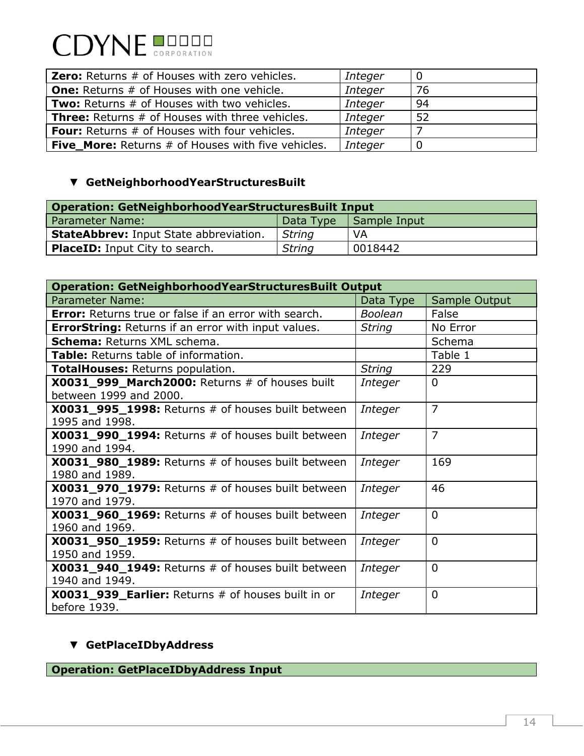| | | |
|---|---|---|
| **Zero:** Returns # of Houses with zero vehicles. | *Integer* | 0 |
| **One:** Returns # of Houses with one vehicle. | *Integer* | 76 |
| **Two:** Returns # of Houses with two vehicles. | *Integer* | 94 |
| **Three:** Returns # of Houses with three vehicles. | *Integer* | 52 |
| **Four:** Returns # of Houses with four vehicles. | *Integer* | 7 |
| **Five_More:** Returns # of Houses with five vehicles. | *Integer* | 0 |

### ▼ GetNeighborhoodYearStructuresBuilt

| **Operation: GetNeighborhoodYearStructuresBuilt Input** | | |
|---|---|---|
| Parameter Name: | Data Type | Sample Input |
| **StateAbbrev:** Input State abbreviation. | *String* | VA |
| **PlaceID:** Input City to search. | *String* | 0018442 |

| **Operation: GetNeighborhoodYearStructuresBuilt Output** | | |
|---|---|---|
| Parameter Name: | Data Type | Sample Output |
| **Error:** Returns true or false if an error with search. | *Boolean* | False |
| **ErrorString:** Returns if an error with input values. | *String* | No Error |
| **Schema:** Returns XML schema. | | Schema |
| **Table:** Returns table of information. | | Table 1 |
| **TotalHouses:** Returns population. | *String* | 229 |
| **X0031_999_March2000:** Returns # of houses built between 1999 and 2000. | *Integer* | 0 |
| **X0031_995_1998:** Returns # of houses built between 1995 and 1998. | *Integer* | 7 |
| **X0031_990_1994:** Returns # of houses built between 1990 and 1994. | *Integer* | 7 |
| **X0031_980_1989:** Returns # of houses built between 1980 and 1989. | *Integer* | 169 |
| **X0031_970_1979:** Returns # of houses built between 1970 and 1979. | *Integer* | 46 |
| **X0031_960_1969:** Returns # of houses built between 1960 and 1969. | *Integer* | 0 |
| **X0031_950_1959:** Returns # of houses built between 1950 and 1959. | *Integer* | 0 |
| **X0031_940_1949:** Returns # of houses built between 1940 and 1949. | *Integer* | 0 |
| **X0031_939_Earlier:** Returns # of houses built in or before 1939. | *Integer* | 0 |

### ▼ GetPlaceIDbyAddress

| **Operation: GetPlaceIDbyAddress Input** |
|---|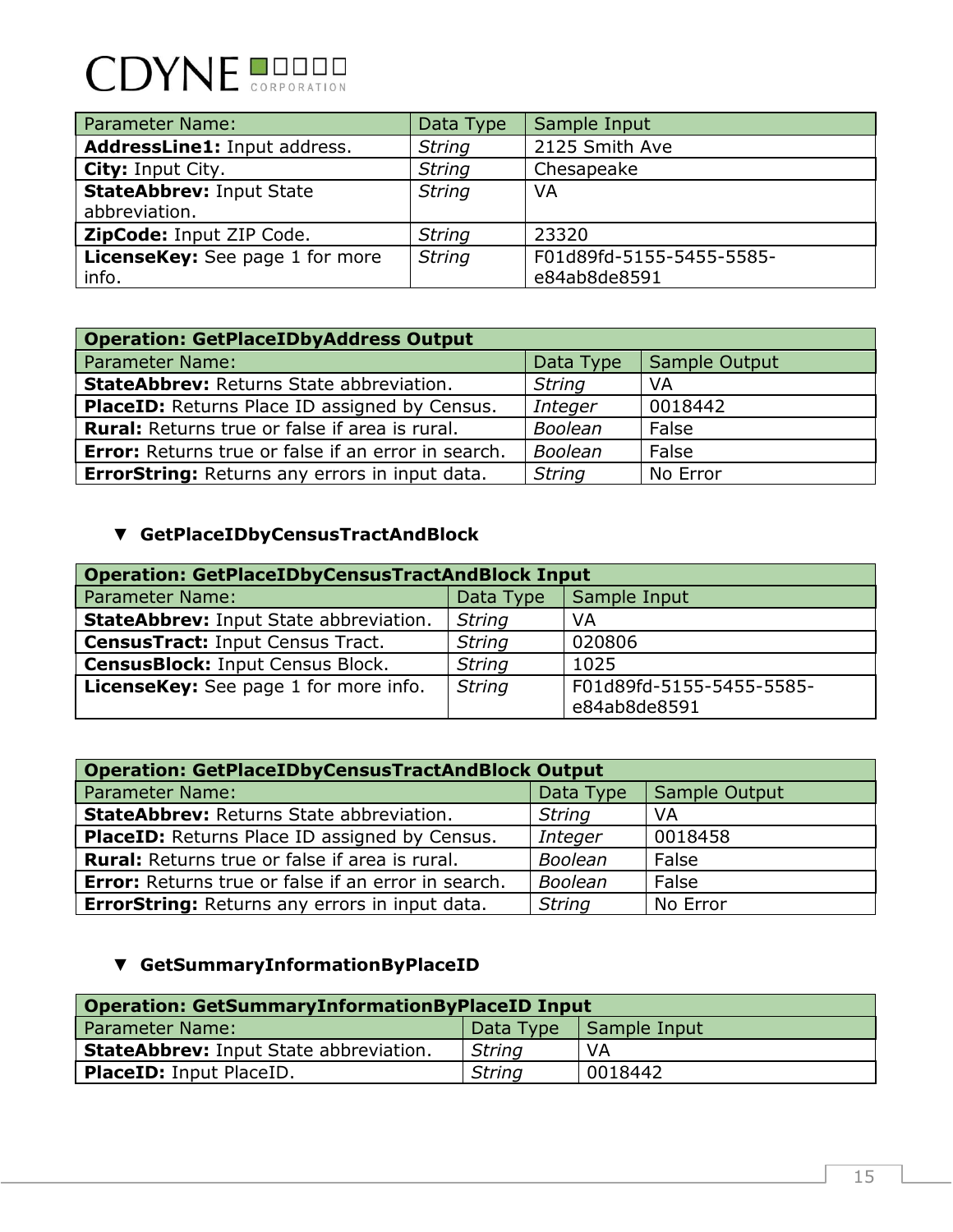| Parameter Name: | Data Type | Sample Input |
|---|---|---|
| **AddressLine1:** Input address. | *String* | 2125 Smith Ave |
| **City:** Input City. | *String* | Chesapeake |
| **StateAbbrev:** Input State abbreviation. | *String* | VA |
| **ZipCode:** Input ZIP Code. | *String* | 23320 |
| **LicenseKey:** See page 1 for more info. | *String* | F01d89fd-5155-5455-5585-e84ab8de8591 |

| **Operation: GetPlaceIDbyAddress Output** | | |
|---|---|---|
| Parameter Name: | Data Type | Sample Output |
| **StateAbbrev:** Returns State abbreviation. | *String* | VA |
| **PlaceID:** Returns Place ID assigned by Census. | *Integer* | 0018442 |
| **Rural:** Returns true or false if area is rural. | *Boolean* | False |
| **Error:** Returns true or false if an error in search. | *Boolean* | False |
| **ErrorString:** Returns any errors in input data. | *String* | No Error |

- **GetPlaceIDbyCensusTractAndBlock**

| **Operation: GetPlaceIDbyCensusTractAndBlock Input** | | |
|---|---|---|
| Parameter Name: | Data Type | Sample Input |
| **StateAbbrev:** Input State abbreviation. | *String* | VA |
| **CensusTract:** Input Census Tract. | *String* | 020806 |
| **CensusBlock:** Input Census Block. | *String* | 1025 |
| **LicenseKey:** See page 1 for more info. | *String* | F01d89fd-5155-5455-5585-e84ab8de8591 |

| **Operation: GetPlaceIDbyCensusTractAndBlock Output** | | |
|---|---|---|
| Parameter Name: | Data Type | Sample Output |
| **StateAbbrev:** Returns State abbreviation. | *String* | VA |
| **PlaceID:** Returns Place ID assigned by Census. | *Integer* | 0018458 |
| **Rural:** Returns true or false if area is rural. | *Boolean* | False |
| **Error:** Returns true or false if an error in search. | *Boolean* | False |
| **ErrorString:** Returns any errors in input data. | *String* | No Error |

- **GetSummaryInformationByPlaceID**

| **Operation: GetSummaryInformationByPlaceID Input** | | |
|---|---|---|
| Parameter Name: | Data Type | Sample Input |
| **StateAbbrev:** Input State abbreviation. | *String* | VA |
| **PlaceID:** Input PlaceID. | *String* | 0018442 |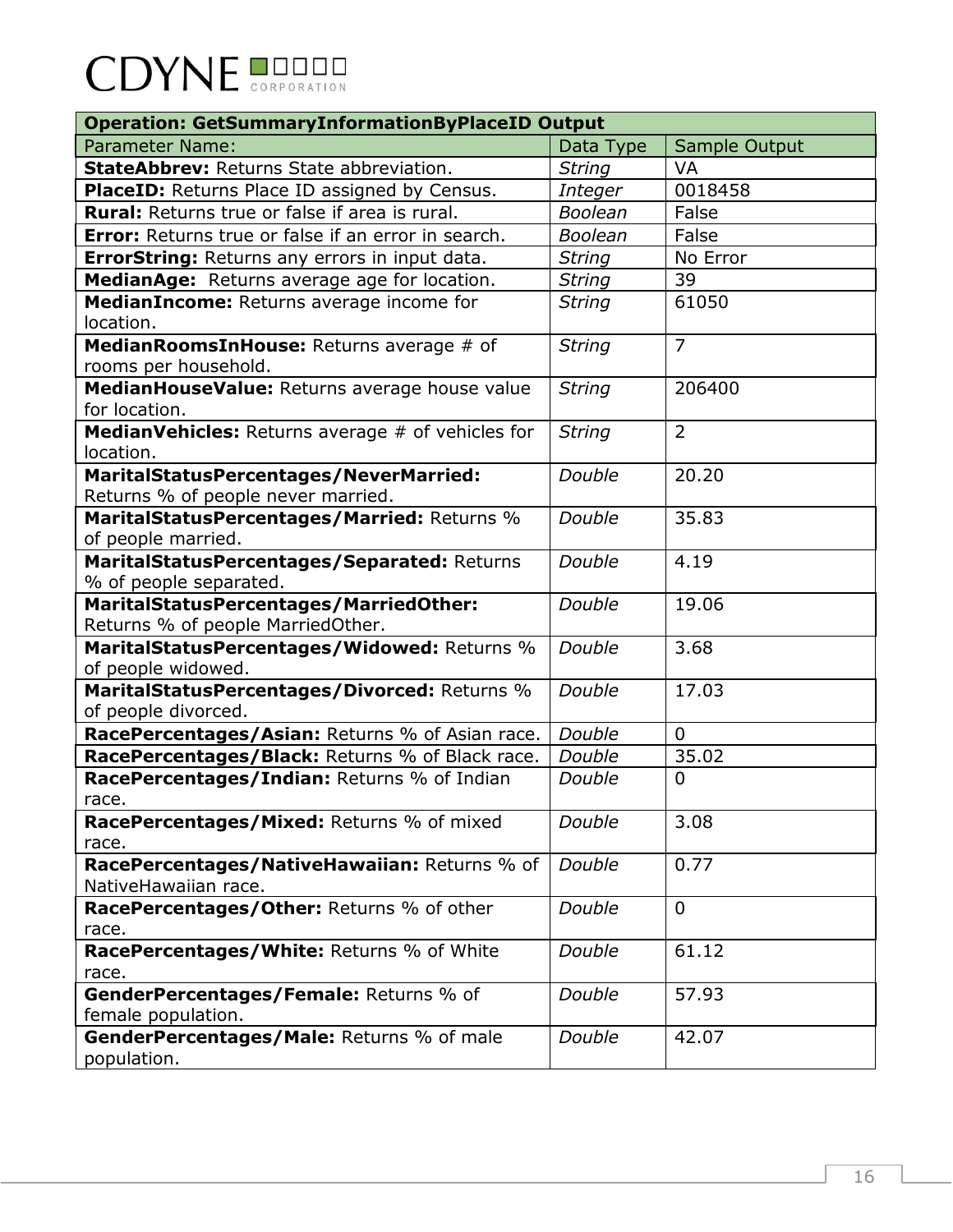| **Operation: GetSummaryInformationByPlaceID Output** | | |
|---|---|---|
| Parameter Name: | Data Type | Sample Output |
| **StateAbbrev:** Returns State abbreviation. | *String* | VA |
| **PlaceID:** Returns Place ID assigned by Census. | *Integer* | 0018458 |
| **Rural:** Returns true or false if area is rural. | *Boolean* | False |
| **Error:** Returns true or false if an error in search. | *Boolean* | False |
| **ErrorString:** Returns any errors in input data. | *String* | No Error |
| **MedianAge:** Returns average age for location. | *String* | 39 |
| **MedianIncome:** Returns average income for location. | *String* | 61050 |
| **MedianRoomsInHouse:** Returns average # of rooms per household. | *String* | 7 |
| **MedianHouseValue:** Returns average house value for location. | *String* | 206400 |
| **MedianVehicles:** Returns average # of vehicles for location. | *String* | 2 |
| **MaritalStatusPercentages/NeverMarried:** Returns % of people never married. | *Double* | 20.20 |
| **MaritalStatusPercentages/Married:** Returns % of people married. | *Double* | 35.83 |
| **MaritalStatusPercentages/Separated:** Returns % of people separated. | *Double* | 4.19 |
| **MaritalStatusPercentages/MarriedOther:** Returns % of people MarriedOther. | *Double* | 19.06 |
| **MaritalStatusPercentages/Widowed:** Returns % of people widowed. | *Double* | 3.68 |
| **MaritalStatusPercentages/Divorced:** Returns % of people divorced. | *Double* | 17.03 |
| **RacePercentages/Asian:** Returns % of Asian race. | *Double* | 0 |
| **RacePercentages/Black:** Returns % of Black race. | *Double* | 35.02 |
| **RacePercentages/Indian:** Returns % of Indian race. | *Double* | 0 |
| **RacePercentages/Mixed:** Returns % of mixed race. | *Double* | 3.08 |
| **RacePercentages/NativeHawaiian:** Returns % of NativeHawaiian race. | *Double* | 0.77 |
| **RacePercentages/Other:** Returns % of other race. | *Double* | 0 |
| **RacePercentages/White:** Returns % of White race. | *Double* | 61.12 |
| **GenderPercentages/Female:** Returns % of female population. | *Double* | 57.93 |
| **GenderPercentages/Male:** Returns % of male population. | *Double* | 42.07 |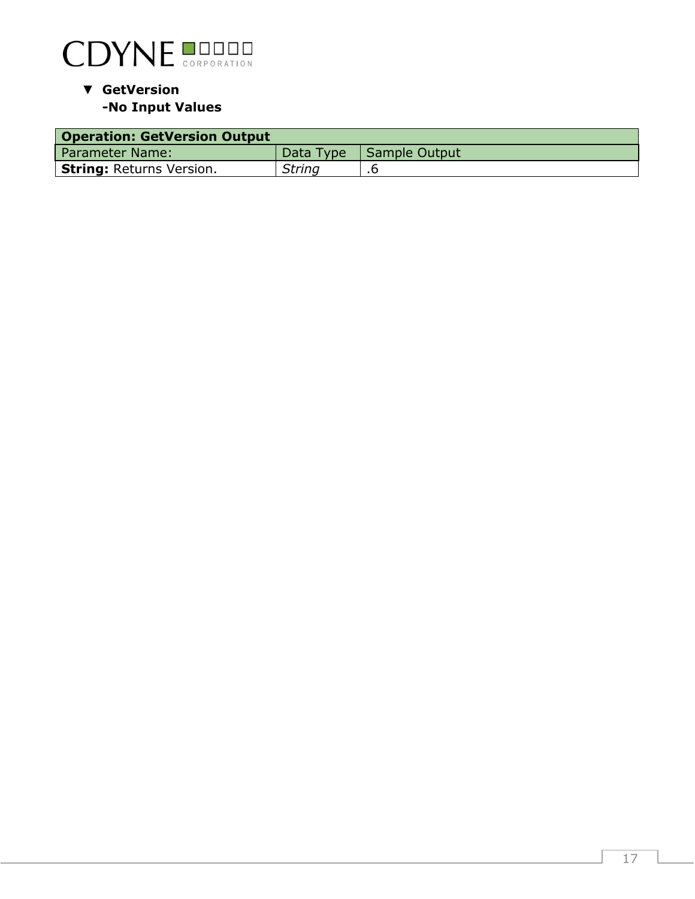- **GetVersion**
  **-No Input Values**

| Operation: GetVersion Output | | |
| --- | --- | --- |
| Parameter Name: | Data Type | Sample Output |
| **String:** Returns Version. | *String* | .6 |